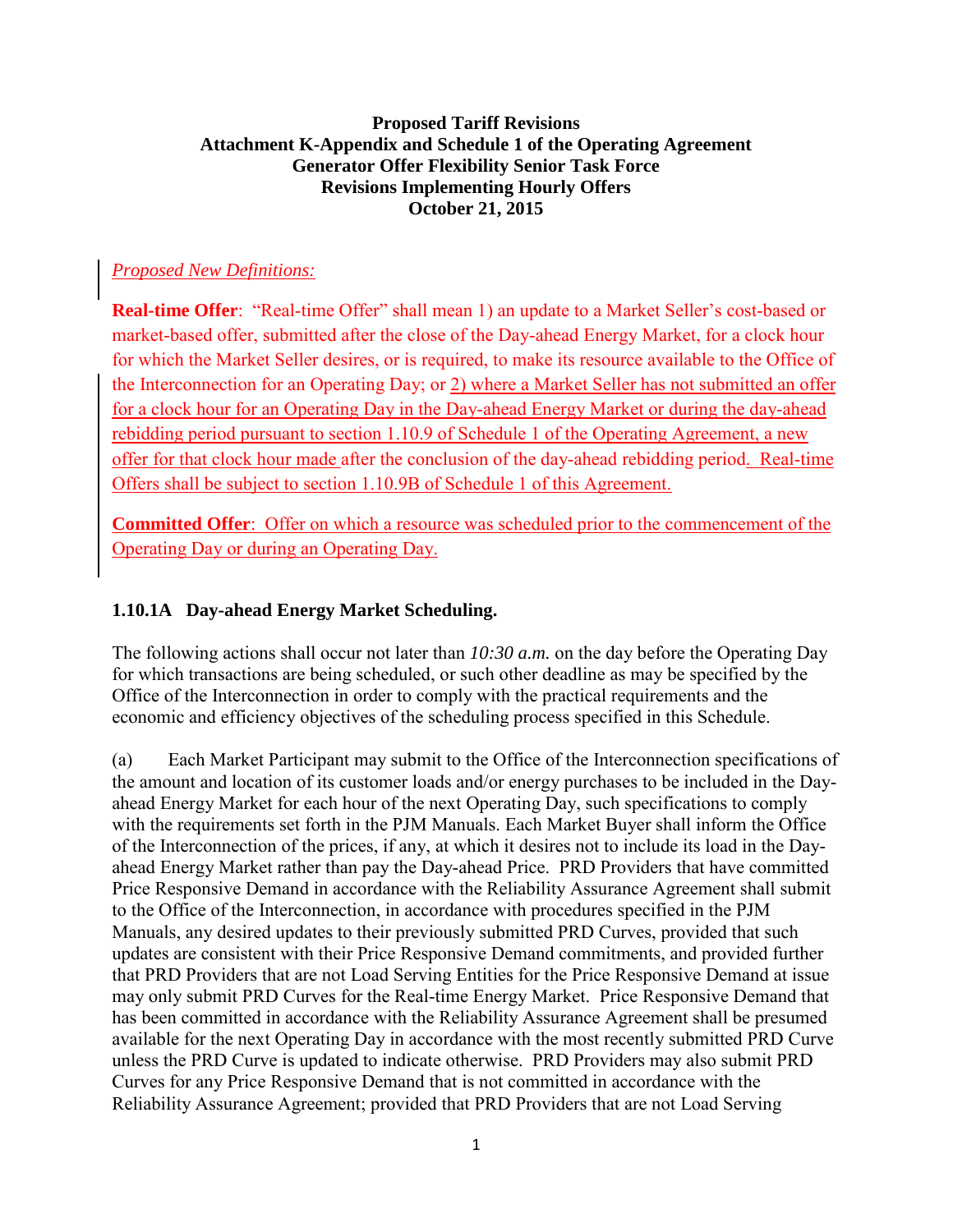**Proposed Tariff Revisions**
**Attachment K-Appendix and Schedule 1 of the Operating Agreement**
**Generator Offer Flexibility Senior Task Force**
**Revisions Implementing Hourly Offers**
**October 21, 2015**

*Proposed New Definitions:*

**Real-time Offer**: "Real-time Offer" shall mean 1) an update to a Market Seller's cost-based or market-based offer, submitted after the close of the Day-ahead Energy Market, for a clock hour for which the Market Seller desires, or is required, to make its resource available to the Office of the Interconnection for an Operating Day; or 2) where a Market Seller has not submitted an offer for a clock hour for an Operating Day in the Day-ahead Energy Market or during the day-ahead rebidding period pursuant to section 1.10.9 of Schedule 1 of the Operating Agreement, a new offer for that clock hour made after the conclusion of the day-ahead rebidding period. Real-time Offers shall be subject to section 1.10.9B of Schedule 1 of this Agreement.

**Committed Offer**: Offer on which a resource was scheduled prior to the commencement of the Operating Day or during an Operating Day.

### 1.10.1A Day-ahead Energy Market Scheduling.

The following actions shall occur not later than *10:30 a.m.* on the day before the Operating Day for which transactions are being scheduled, or such other deadline as may be specified by the Office of the Interconnection in order to comply with the practical requirements and the economic and efficiency objectives of the scheduling process specified in this Schedule.

(a) Each Market Participant may submit to the Office of the Interconnection specifications of the amount and location of its customer loads and/or energy purchases to be included in the Day-ahead Energy Market for each hour of the next Operating Day, such specifications to comply with the requirements set forth in the PJM Manuals. Each Market Buyer shall inform the Office of the Interconnection of the prices, if any, at which it desires not to include its load in the Day-ahead Energy Market rather than pay the Day-ahead Price. PRD Providers that have committed Price Responsive Demand in accordance with the Reliability Assurance Agreement shall submit to the Office of the Interconnection, in accordance with procedures specified in the PJM Manuals, any desired updates to their previously submitted PRD Curves, provided that such updates are consistent with their Price Responsive Demand commitments, and provided further that PRD Providers that are not Load Serving Entities for the Price Responsive Demand at issue may only submit PRD Curves for the Real-time Energy Market. Price Responsive Demand that has been committed in accordance with the Reliability Assurance Agreement shall be presumed available for the next Operating Day in accordance with the most recently submitted PRD Curve unless the PRD Curve is updated to indicate otherwise. PRD Providers may also submit PRD Curves for any Price Responsive Demand that is not committed in accordance with the Reliability Assurance Agreement; provided that PRD Providers that are not Load Serving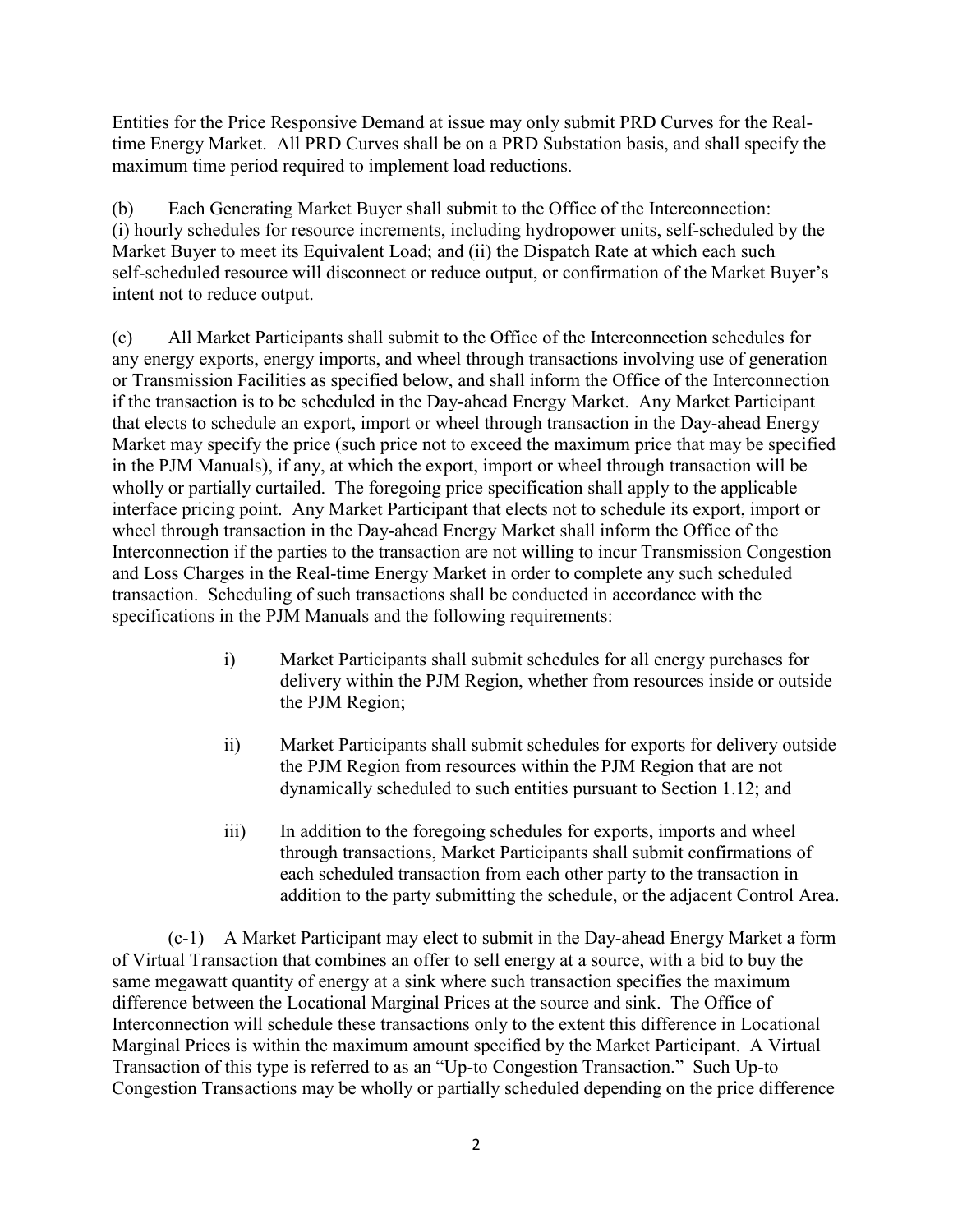Entities for the Price Responsive Demand at issue may only submit PRD Curves for the Real-time Energy Market. All PRD Curves shall be on a PRD Substation basis, and shall specify the maximum time period required to implement load reductions.

(b) Each Generating Market Buyer shall submit to the Office of the Interconnection: (i) hourly schedules for resource increments, including hydropower units, self-scheduled by the Market Buyer to meet its Equivalent Load; and (ii) the Dispatch Rate at which each such self-scheduled resource will disconnect or reduce output, or confirmation of the Market Buyer's intent not to reduce output.

(c) All Market Participants shall submit to the Office of the Interconnection schedules for any energy exports, energy imports, and wheel through transactions involving use of generation or Transmission Facilities as specified below, and shall inform the Office of the Interconnection if the transaction is to be scheduled in the Day-ahead Energy Market. Any Market Participant that elects to schedule an export, import or wheel through transaction in the Day-ahead Energy Market may specify the price (such price not to exceed the maximum price that may be specified in the PJM Manuals), if any, at which the export, import or wheel through transaction will be wholly or partially curtailed. The foregoing price specification shall apply to the applicable interface pricing point. Any Market Participant that elects not to schedule its export, import or wheel through transaction in the Day-ahead Energy Market shall inform the Office of the Interconnection if the parties to the transaction are not willing to incur Transmission Congestion and Loss Charges in the Real-time Energy Market in order to complete any such scheduled transaction. Scheduling of such transactions shall be conducted in accordance with the specifications in the PJM Manuals and the following requirements:

i) Market Participants shall submit schedules for all energy purchases for delivery within the PJM Region, whether from resources inside or outside the PJM Region;

ii) Market Participants shall submit schedules for exports for delivery outside the PJM Region from resources within the PJM Region that are not dynamically scheduled to such entities pursuant to Section 1.12; and

iii) In addition to the foregoing schedules for exports, imports and wheel through transactions, Market Participants shall submit confirmations of each scheduled transaction from each other party to the transaction in addition to the party submitting the schedule, or the adjacent Control Area.

(c-1) A Market Participant may elect to submit in the Day-ahead Energy Market a form of Virtual Transaction that combines an offer to sell energy at a source, with a bid to buy the same megawatt quantity of energy at a sink where such transaction specifies the maximum difference between the Locational Marginal Prices at the source and sink. The Office of Interconnection will schedule these transactions only to the extent this difference in Locational Marginal Prices is within the maximum amount specified by the Market Participant. A Virtual Transaction of this type is referred to as an "Up-to Congestion Transaction." Such Up-to Congestion Transactions may be wholly or partially scheduled depending on the price difference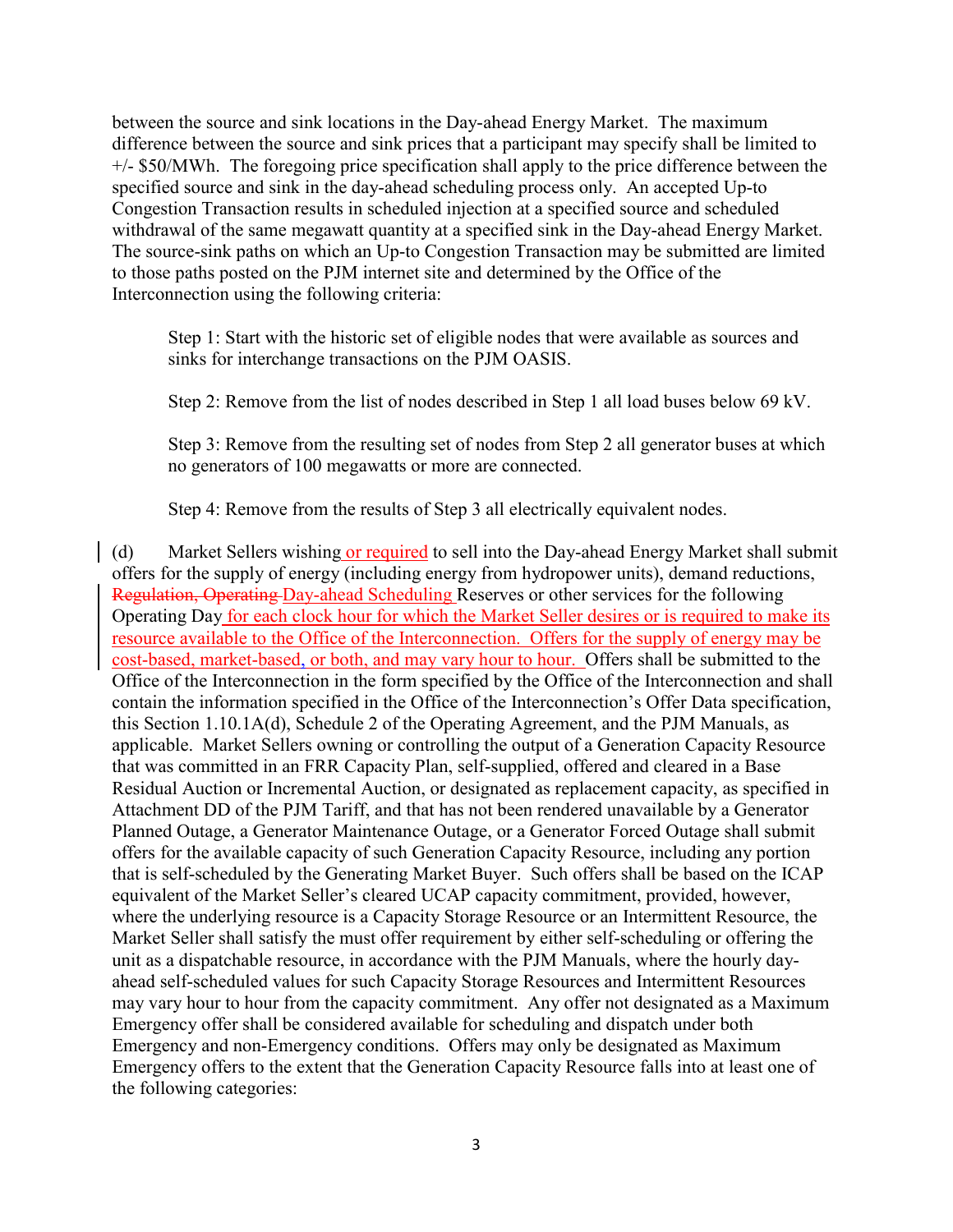between the source and sink locations in the Day-ahead Energy Market. The maximum difference between the source and sink prices that a participant may specify shall be limited to +/- $50/MWh. The foregoing price specification shall apply to the price difference between the specified source and sink in the day-ahead scheduling process only. An accepted Up-to Congestion Transaction results in scheduled injection at a specified source and scheduled withdrawal of the same megawatt quantity at a specified sink in the Day-ahead Energy Market. The source-sink paths on which an Up-to Congestion Transaction may be submitted are limited to those paths posted on the PJM internet site and determined by the Office of the Interconnection using the following criteria:

> Step 1: Start with the historic set of eligible nodes that were available as sources and sinks for interchange transactions on the PJM OASIS.
>
> Step 2: Remove from the list of nodes described in Step 1 all load buses below 69 kV.
>
> Step 3: Remove from the resulting set of nodes from Step 2 all generator buses at which no generators of 100 megawatts or more are connected.
>
> Step 4: Remove from the results of Step 3 all electrically equivalent nodes.

(d) Market Sellers wishing or required to sell into the Day-ahead Energy Market shall submit offers for the supply of energy (including energy from hydropower units), demand reductions, ~~Regulation, Operating~~ Day-ahead Scheduling Reserves or other services for the following Operating Day for each clock hour for which the Market Seller desires or is required to make its resource available to the Office of the Interconnection. Offers for the supply of energy may be cost-based, market-based, or both, and may vary hour to hour. Offers shall be submitted to the Office of the Interconnection in the form specified by the Office of the Interconnection and shall contain the information specified in the Office of the Interconnection's Offer Data specification, this Section 1.10.1A(d), Schedule 2 of the Operating Agreement, and the PJM Manuals, as applicable. Market Sellers owning or controlling the output of a Generation Capacity Resource that was committed in an FRR Capacity Plan, self-supplied, offered and cleared in a Base Residual Auction or Incremental Auction, or designated as replacement capacity, as specified in Attachment DD of the PJM Tariff, and that has not been rendered unavailable by a Generator Planned Outage, a Generator Maintenance Outage, or a Generator Forced Outage shall submit offers for the available capacity of such Generation Capacity Resource, including any portion that is self-scheduled by the Generating Market Buyer. Such offers shall be based on the ICAP equivalent of the Market Seller's cleared UCAP capacity commitment, provided, however, where the underlying resource is a Capacity Storage Resource or an Intermittent Resource, the Market Seller shall satisfy the must offer requirement by either self-scheduling or offering the unit as a dispatchable resource, in accordance with the PJM Manuals, where the hourly day-ahead self-scheduled values for such Capacity Storage Resources and Intermittent Resources may vary hour to hour from the capacity commitment. Any offer not designated as a Maximum Emergency offer shall be considered available for scheduling and dispatch under both Emergency and non-Emergency conditions. Offers may only be designated as Maximum Emergency offers to the extent that the Generation Capacity Resource falls into at least one of the following categories: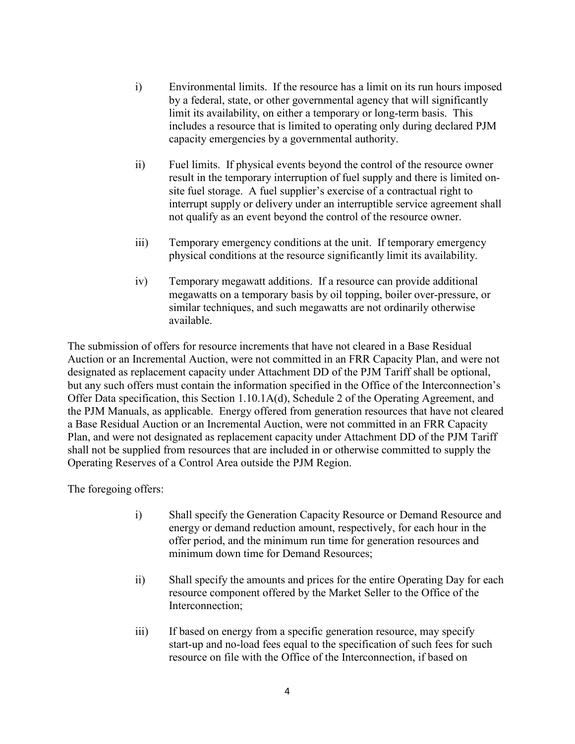i) Environmental limits. If the resource has a limit on its run hours imposed by a federal, state, or other governmental agency that will significantly limit its availability, on either a temporary or long-term basis. This includes a resource that is limited to operating only during declared PJM capacity emergencies by a governmental authority.

ii) Fuel limits. If physical events beyond the control of the resource owner result in the temporary interruption of fuel supply and there is limited on-site fuel storage. A fuel supplier's exercise of a contractual right to interrupt supply or delivery under an interruptible service agreement shall not qualify as an event beyond the control of the resource owner.

iii) Temporary emergency conditions at the unit. If temporary emergency physical conditions at the resource significantly limit its availability.

iv) Temporary megawatt additions. If a resource can provide additional megawatts on a temporary basis by oil topping, boiler over-pressure, or similar techniques, and such megawatts are not ordinarily otherwise available.

The submission of offers for resource increments that have not cleared in a Base Residual Auction or an Incremental Auction, were not committed in an FRR Capacity Plan, and were not designated as replacement capacity under Attachment DD of the PJM Tariff shall be optional, but any such offers must contain the information specified in the Office of the Interconnection's Offer Data specification, this Section 1.10.1A(d), Schedule 2 of the Operating Agreement, and the PJM Manuals, as applicable. Energy offered from generation resources that have not cleared a Base Residual Auction or an Incremental Auction, were not committed in an FRR Capacity Plan, and were not designated as replacement capacity under Attachment DD of the PJM Tariff shall not be supplied from resources that are included in or otherwise committed to supply the Operating Reserves of a Control Area outside the PJM Region.

The foregoing offers:

i) Shall specify the Generation Capacity Resource or Demand Resource and energy or demand reduction amount, respectively, for each hour in the offer period, and the minimum run time for generation resources and minimum down time for Demand Resources;

ii) Shall specify the amounts and prices for the entire Operating Day for each resource component offered by the Market Seller to the Office of the Interconnection;

iii) If based on energy from a specific generation resource, may specify start-up and no-load fees equal to the specification of such fees for such resource on file with the Office of the Interconnection, if based on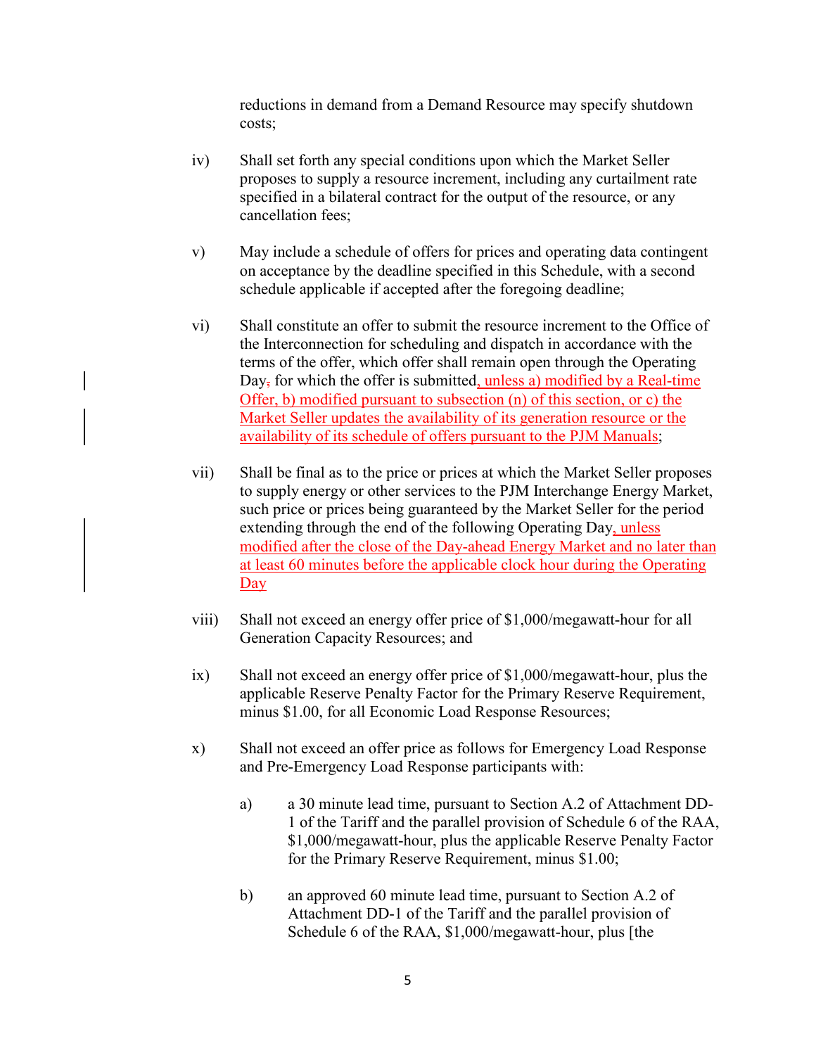reductions in demand from a Demand Resource may specify shutdown costs;

iv) Shall set forth any special conditions upon which the Market Seller proposes to supply a resource increment, including any curtailment rate specified in a bilateral contract for the output of the resource, or any cancellation fees;

v) May include a schedule of offers for prices and operating data contingent on acceptance by the deadline specified in this Schedule, with a second schedule applicable if accepted after the foregoing deadline;

vi) Shall constitute an offer to submit the resource increment to the Office of the Interconnection for scheduling and dispatch in accordance with the terms of the offer, which offer shall remain open through the Operating Day, for which the offer is submitted, unless a) modified by a Real-time Offer, b) modified pursuant to subsection (n) of this section, or c) the Market Seller updates the availability of its generation resource or the availability of its schedule of offers pursuant to the PJM Manuals;

vii) Shall be final as to the price or prices at which the Market Seller proposes to supply energy or other services to the PJM Interchange Energy Market, such price or prices being guaranteed by the Market Seller for the period extending through the end of the following Operating Day, unless modified after the close of the Day-ahead Energy Market and no later than at least 60 minutes before the applicable clock hour during the Operating Day

viii) Shall not exceed an energy offer price of $1,000/megawatt-hour for all Generation Capacity Resources; and

ix) Shall not exceed an energy offer price of $1,000/megawatt-hour, plus the applicable Reserve Penalty Factor for the Primary Reserve Requirement, minus $1.00, for all Economic Load Response Resources;

x) Shall not exceed an offer price as follows for Emergency Load Response and Pre-Emergency Load Response participants with:

a) a 30 minute lead time, pursuant to Section A.2 of Attachment DD-1 of the Tariff and the parallel provision of Schedule 6 of the RAA, $1,000/megawatt-hour, plus the applicable Reserve Penalty Factor for the Primary Reserve Requirement, minus $1.00;

b) an approved 60 minute lead time, pursuant to Section A.2 of Attachment DD-1 of the Tariff and the parallel provision of Schedule 6 of the RAA, $1,000/megawatt-hour, plus [the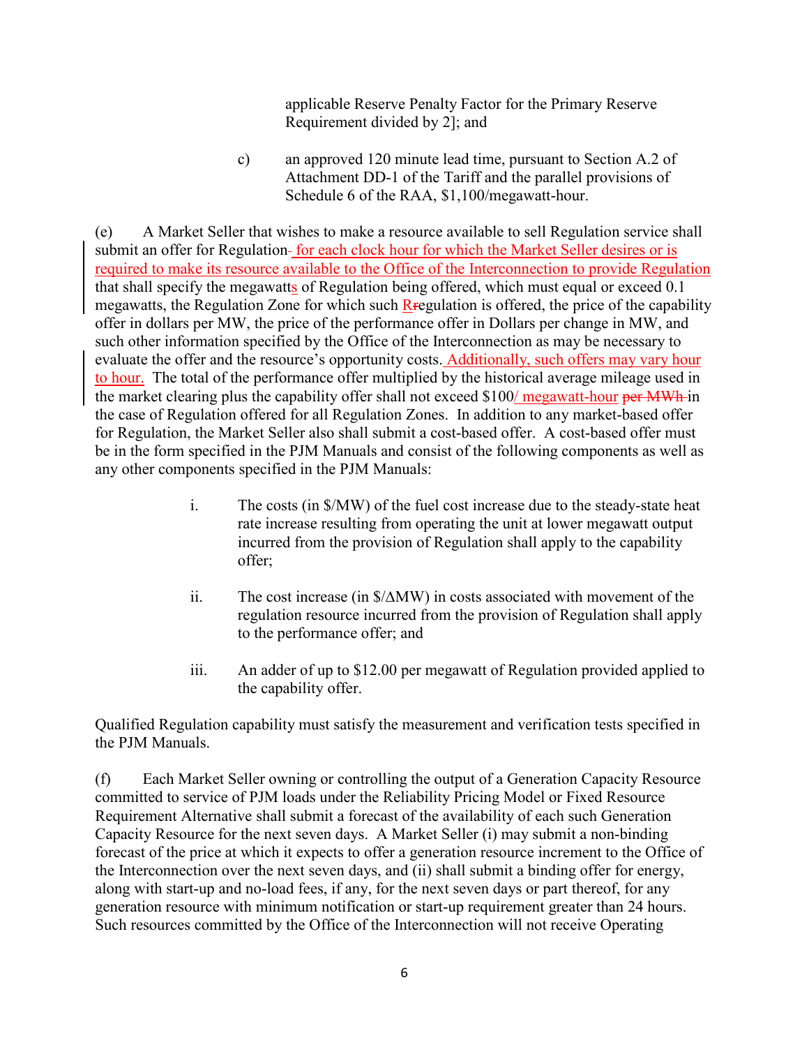applicable Reserve Penalty Factor for the Primary Reserve Requirement divided by 2]; and

c) an approved 120 minute lead time, pursuant to Section A.2 of Attachment DD-1 of the Tariff and the parallel provisions of Schedule 6 of the RAA, $1,100/megawatt-hour.

(e) A Market Seller that wishes to make a resource available to sell Regulation service shall submit an offer for Regulation- for each clock hour for which the Market Seller desires or is required to make its resource available to the Office of the Interconnection to provide Regulation that shall specify the megawatts of Regulation being offered, which must equal or exceed 0.1 megawatts, the Regulation Zone for which such Rregulation is offered, the price of the capability offer in dollars per MW, the price of the performance offer in Dollars per change in MW, and such other information specified by the Office of the Interconnection as may be necessary to evaluate the offer and the resource's opportunity costs. Additionally, such offers may vary hour to hour. The total of the performance offer multiplied by the historical average mileage used in the market clearing plus the capability offer shall not exceed $100/ megawatt-hour ~~per MWh~~ in the case of Regulation offered for all Regulation Zones. In addition to any market-based offer for Regulation, the Market Seller also shall submit a cost-based offer. A cost-based offer must be in the form specified in the PJM Manuals and consist of the following components as well as any other components specified in the PJM Manuals:

i. The costs (in $/MW) of the fuel cost increase due to the steady-state heat rate increase resulting from operating the unit at lower megawatt output incurred from the provision of Regulation shall apply to the capability offer;

ii. The cost increase (in $/ΔMW) in costs associated with movement of the regulation resource incurred from the provision of Regulation shall apply to the performance offer; and

iii. An adder of up to $12.00 per megawatt of Regulation provided applied to the capability offer.

Qualified Regulation capability must satisfy the measurement and verification tests specified in the PJM Manuals.

(f) Each Market Seller owning or controlling the output of a Generation Capacity Resource committed to service of PJM loads under the Reliability Pricing Model or Fixed Resource Requirement Alternative shall submit a forecast of the availability of each such Generation Capacity Resource for the next seven days. A Market Seller (i) may submit a non-binding forecast of the price at which it expects to offer a generation resource increment to the Office of the Interconnection over the next seven days, and (ii) shall submit a binding offer for energy, along with start-up and no-load fees, if any, for the next seven days or part thereof, for any generation resource with minimum notification or start-up requirement greater than 24 hours. Such resources committed by the Office of the Interconnection will not receive Operating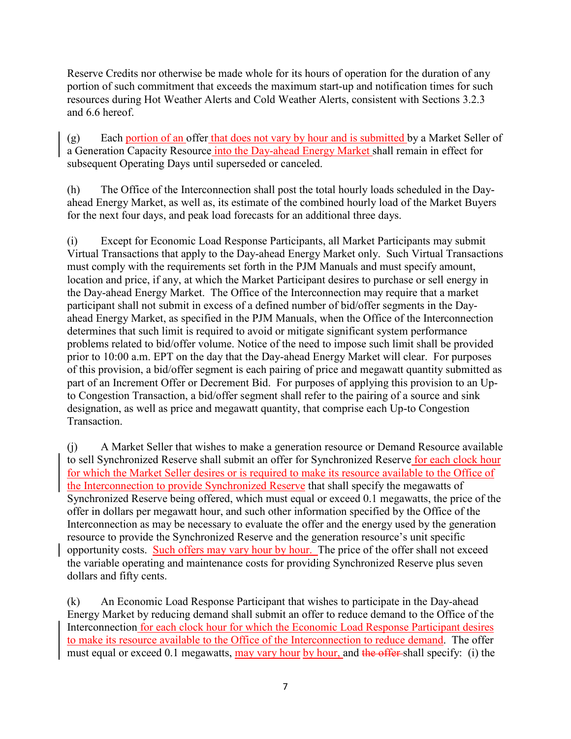Reserve Credits nor otherwise be made whole for its hours of operation for the duration of any portion of such commitment that exceeds the maximum start-up and notification times for such resources during Hot Weather Alerts and Cold Weather Alerts, consistent with Sections 3.2.3 and 6.6 hereof.

(g) Each portion of an offer that does not vary by hour and is submitted by a Market Seller of a Generation Capacity Resource into the Day-ahead Energy Market shall remain in effect for subsequent Operating Days until superseded or canceled.

(h) The Office of the Interconnection shall post the total hourly loads scheduled in the Day-ahead Energy Market, as well as, its estimate of the combined hourly load of the Market Buyers for the next four days, and peak load forecasts for an additional three days.

(i) Except for Economic Load Response Participants, all Market Participants may submit Virtual Transactions that apply to the Day-ahead Energy Market only. Such Virtual Transactions must comply with the requirements set forth in the PJM Manuals and must specify amount, location and price, if any, at which the Market Participant desires to purchase or sell energy in the Day-ahead Energy Market. The Office of the Interconnection may require that a market participant shall not submit in excess of a defined number of bid/offer segments in the Day-ahead Energy Market, as specified in the PJM Manuals, when the Office of the Interconnection determines that such limit is required to avoid or mitigate significant system performance problems related to bid/offer volume. Notice of the need to impose such limit shall be provided prior to 10:00 a.m. EPT on the day that the Day-ahead Energy Market will clear. For purposes of this provision, a bid/offer segment is each pairing of price and megawatt quantity submitted as part of an Increment Offer or Decrement Bid. For purposes of applying this provision to an Up-to Congestion Transaction, a bid/offer segment shall refer to the pairing of a source and sink designation, as well as price and megawatt quantity, that comprise each Up-to Congestion Transaction.

(j) A Market Seller that wishes to make a generation resource or Demand Resource available to sell Synchronized Reserve shall submit an offer for Synchronized Reserve for each clock hour for which the Market Seller desires or is required to make its resource available to the Office of the Interconnection to provide Synchronized Reserve that shall specify the megawatts of Synchronized Reserve being offered, which must equal or exceed 0.1 megawatts, the price of the offer in dollars per megawatt hour, and such other information specified by the Office of the Interconnection as may be necessary to evaluate the offer and the energy used by the generation resource to provide the Synchronized Reserve and the generation resource's unit specific opportunity costs. Such offers may vary hour by hour. The price of the offer shall not exceed the variable operating and maintenance costs for providing Synchronized Reserve plus seven dollars and fifty cents.

(k) An Economic Load Response Participant that wishes to participate in the Day-ahead Energy Market by reducing demand shall submit an offer to reduce demand to the Office of the Interconnection for each clock hour for which the Economic Load Response Participant desires to make its resource available to the Office of the Interconnection to reduce demand. The offer must equal or exceed 0.1 megawatts, may vary hour by hour, and ~~the offer~~ shall specify: (i) the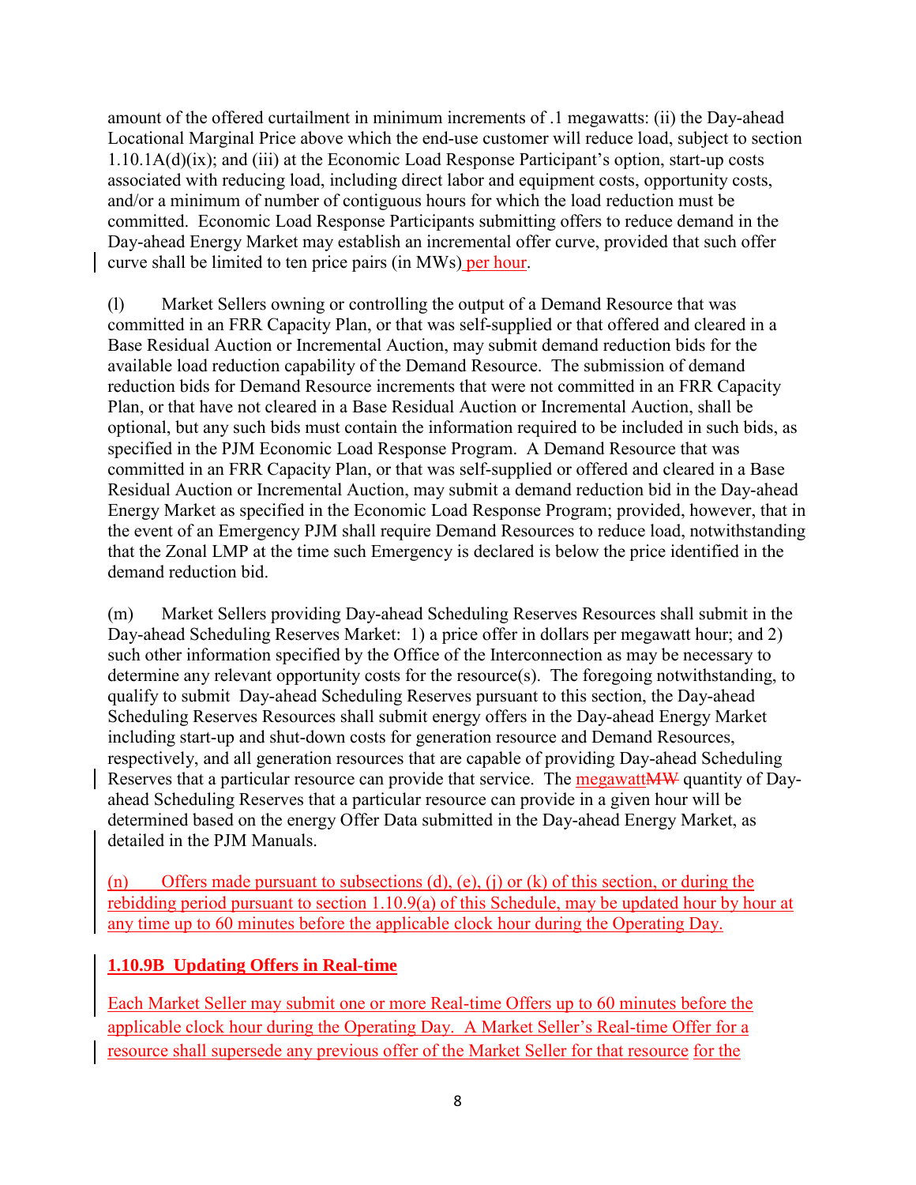amount of the offered curtailment in minimum increments of .1 megawatts: (ii) the Day-ahead Locational Marginal Price above which the end-use customer will reduce load, subject to section 1.10.1A(d)(ix); and (iii) at the Economic Load Response Participant's option, start-up costs associated with reducing load, including direct labor and equipment costs, opportunity costs, and/or a minimum of number of contiguous hours for which the load reduction must be committed. Economic Load Response Participants submitting offers to reduce demand in the Day-ahead Energy Market may establish an incremental offer curve, provided that such offer curve shall be limited to ten price pairs (in MWs) per hour.

(l) Market Sellers owning or controlling the output of a Demand Resource that was committed in an FRR Capacity Plan, or that was self-supplied or that offered and cleared in a Base Residual Auction or Incremental Auction, may submit demand reduction bids for the available load reduction capability of the Demand Resource. The submission of demand reduction bids for Demand Resource increments that were not committed in an FRR Capacity Plan, or that have not cleared in a Base Residual Auction or Incremental Auction, shall be optional, but any such bids must contain the information required to be included in such bids, as specified in the PJM Economic Load Response Program. A Demand Resource that was committed in an FRR Capacity Plan, or that was self-supplied or offered and cleared in a Base Residual Auction or Incremental Auction, may submit a demand reduction bid in the Day-ahead Energy Market as specified in the Economic Load Response Program; provided, however, that in the event of an Emergency PJM shall require Demand Resources to reduce load, notwithstanding that the Zonal LMP at the time such Emergency is declared is below the price identified in the demand reduction bid.

(m) Market Sellers providing Day-ahead Scheduling Reserves Resources shall submit in the Day-ahead Scheduling Reserves Market: 1) a price offer in dollars per megawatt hour; and 2) such other information specified by the Office of the Interconnection as may be necessary to determine any relevant opportunity costs for the resource(s). The foregoing notwithstanding, to qualify to submit Day-ahead Scheduling Reserves pursuant to this section, the Day-ahead Scheduling Reserves Resources shall submit energy offers in the Day-ahead Energy Market including start-up and shut-down costs for generation resource and Demand Resources, respectively, and all generation resources that are capable of providing Day-ahead Scheduling Reserves that a particular resource can provide that service. The megawatt~~MW~~ quantity of Day-ahead Scheduling Reserves that a particular resource can provide in a given hour will be determined based on the energy Offer Data submitted in the Day-ahead Energy Market, as detailed in the PJM Manuals.

(n) Offers made pursuant to subsections (d), (e), (j) or (k) of this section, or during the rebidding period pursuant to section 1.10.9(a) of this Schedule, may be updated hour by hour at any time up to 60 minutes before the applicable clock hour during the Operating Day.

**1.10.9B Updating Offers in Real-time**

Each Market Seller may submit one or more Real-time Offers up to 60 minutes before the applicable clock hour during the Operating Day. A Market Seller's Real-time Offer for a resource shall supersede any previous offer of the Market Seller for that resource for the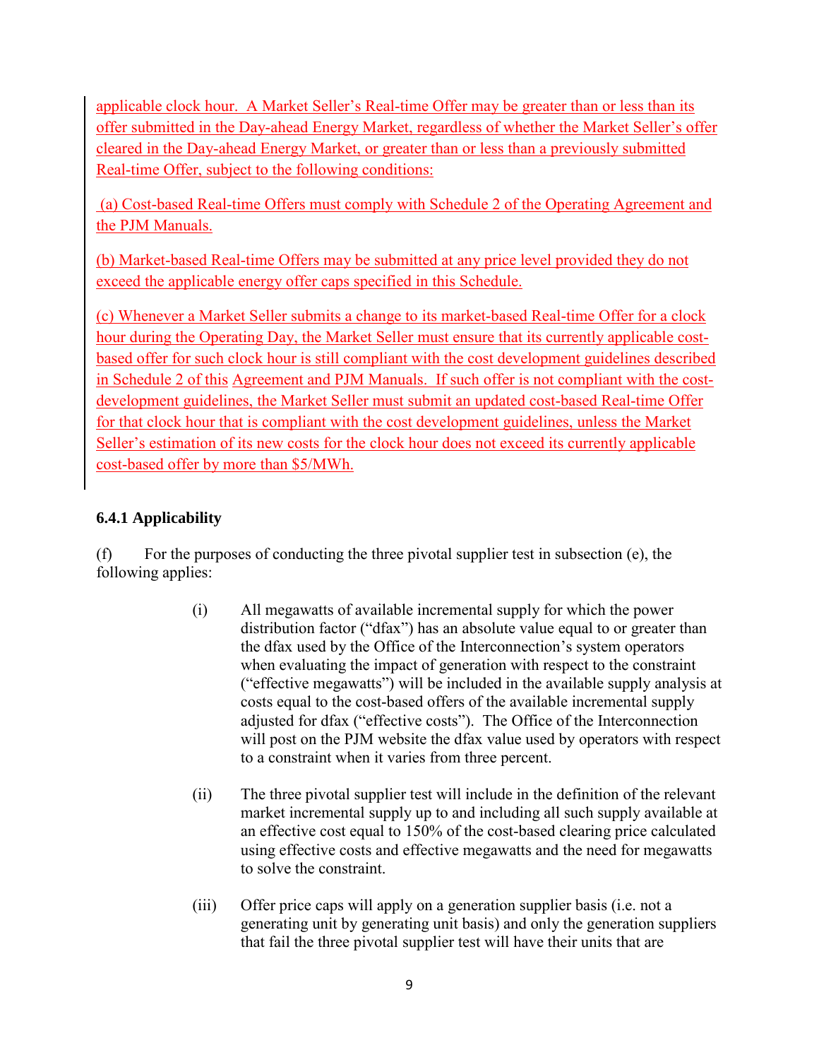applicable clock hour. A Market Seller's Real-time Offer may be greater than or less than its offer submitted in the Day-ahead Energy Market, regardless of whether the Market Seller's offer cleared in the Day-ahead Energy Market, or greater than or less than a previously submitted Real-time Offer, subject to the following conditions:

(a) Cost-based Real-time Offers must comply with Schedule 2 of the Operating Agreement and the PJM Manuals.

(b) Market-based Real-time Offers may be submitted at any price level provided they do not exceed the applicable energy offer caps specified in this Schedule.

(c) Whenever a Market Seller submits a change to its market-based Real-time Offer for a clock hour during the Operating Day, the Market Seller must ensure that its currently applicable cost-based offer for such clock hour is still compliant with the cost development guidelines described in Schedule 2 of this Agreement and PJM Manuals. If such offer is not compliant with the cost-development guidelines, the Market Seller must submit an updated cost-based Real-time Offer for that clock hour that is compliant with the cost development guidelines, unless the Market Seller's estimation of its new costs for the clock hour does not exceed its currently applicable cost-based offer by more than $5/MWh.

### 6.4.1 Applicability

(f) For the purposes of conducting the three pivotal supplier test in subsection (e), the following applies:

(i) All megawatts of available incremental supply for which the power distribution factor ("dfax") has an absolute value equal to or greater than the dfax used by the Office of the Interconnection's system operators when evaluating the impact of generation with respect to the constraint ("effective megawatts") will be included in the available supply analysis at costs equal to the cost-based offers of the available incremental supply adjusted for dfax ("effective costs"). The Office of the Interconnection will post on the PJM website the dfax value used by operators with respect to a constraint when it varies from three percent.

(ii) The three pivotal supplier test will include in the definition of the relevant market incremental supply up to and including all such supply available at an effective cost equal to 150% of the cost-based clearing price calculated using effective costs and effective megawatts and the need for megawatts to solve the constraint.

(iii) Offer price caps will apply on a generation supplier basis (i.e. not a generating unit by generating unit basis) and only the generation suppliers that fail the three pivotal supplier test will have their units that are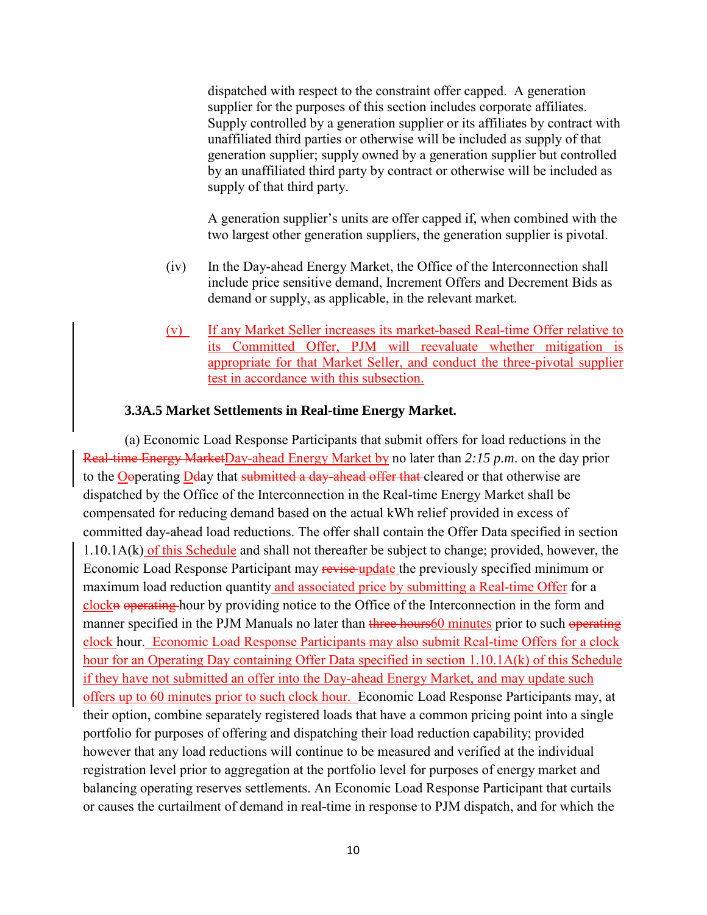dispatched with respect to the constraint offer capped. A generation supplier for the purposes of this section includes corporate affiliates. Supply controlled by a generation supplier or its affiliates by contract with unaffiliated third parties or otherwise will be included as supply of that generation supplier; supply owned by a generation supplier but controlled by an unaffiliated third party by contract or otherwise will be included as supply of that third party.

A generation supplier's units are offer capped if, when combined with the two largest other generation suppliers, the generation supplier is pivotal.

(iv) In the Day-ahead Energy Market, the Office of the Interconnection shall include price sensitive demand, Increment Offers and Decrement Bids as demand or supply, as applicable, in the relevant market.

(v) If any Market Seller increases its market-based Real-time Offer relative to its Committed Offer, PJM will reevaluate whether mitigation is appropriate for that Market Seller, and conduct the three-pivotal supplier test in accordance with this subsection.

**3.3A.5 Market Settlements in Real-time Energy Market.**

(a) Economic Load Response Participants that submit offers for load reductions in the ~~Real-time Energy Market~~Day-ahead Energy Market by no later than *2:15 p.m.* on the day prior to the ~~O~~Ooperating ~~D~~Dday that ~~submitted a day-ahead offer that~~ cleared or that otherwise are dispatched by the Office of the Interconnection in the Real-time Energy Market shall be compensated for reducing demand based on the actual kWh relief provided in excess of committed day-ahead load reductions. The offer shall contain the Offer Data specified in section 1.10.1A(k) of this Schedule and shall not thereafter be subject to change; provided, however, the Economic Load Response Participant may ~~revise~~ update the previously specified minimum or maximum load reduction quantity and associated price by submitting a Real-time Offer for a clock~~n~~ ~~operating~~ hour by providing notice to the Office of the Interconnection in the form and manner specified in the PJM Manuals no later than ~~three hours~~60 minutes prior to such ~~operating~~ clock hour. Economic Load Response Participants may also submit Real-time Offers for a clock hour for an Operating Day containing Offer Data specified in section 1.10.1A(k) of this Schedule if they have not submitted an offer into the Day-ahead Energy Market, and may update such offers up to 60 minutes prior to such clock hour. Economic Load Response Participants may, at their option, combine separately registered loads that have a common pricing point into a single portfolio for purposes of offering and dispatching their load reduction capability; provided however that any load reductions will continue to be measured and verified at the individual registration level prior to aggregation at the portfolio level for purposes of energy market and balancing operating reserves settlements. An Economic Load Response Participant that curtails or causes the curtailment of demand in real-time in response to PJM dispatch, and for which the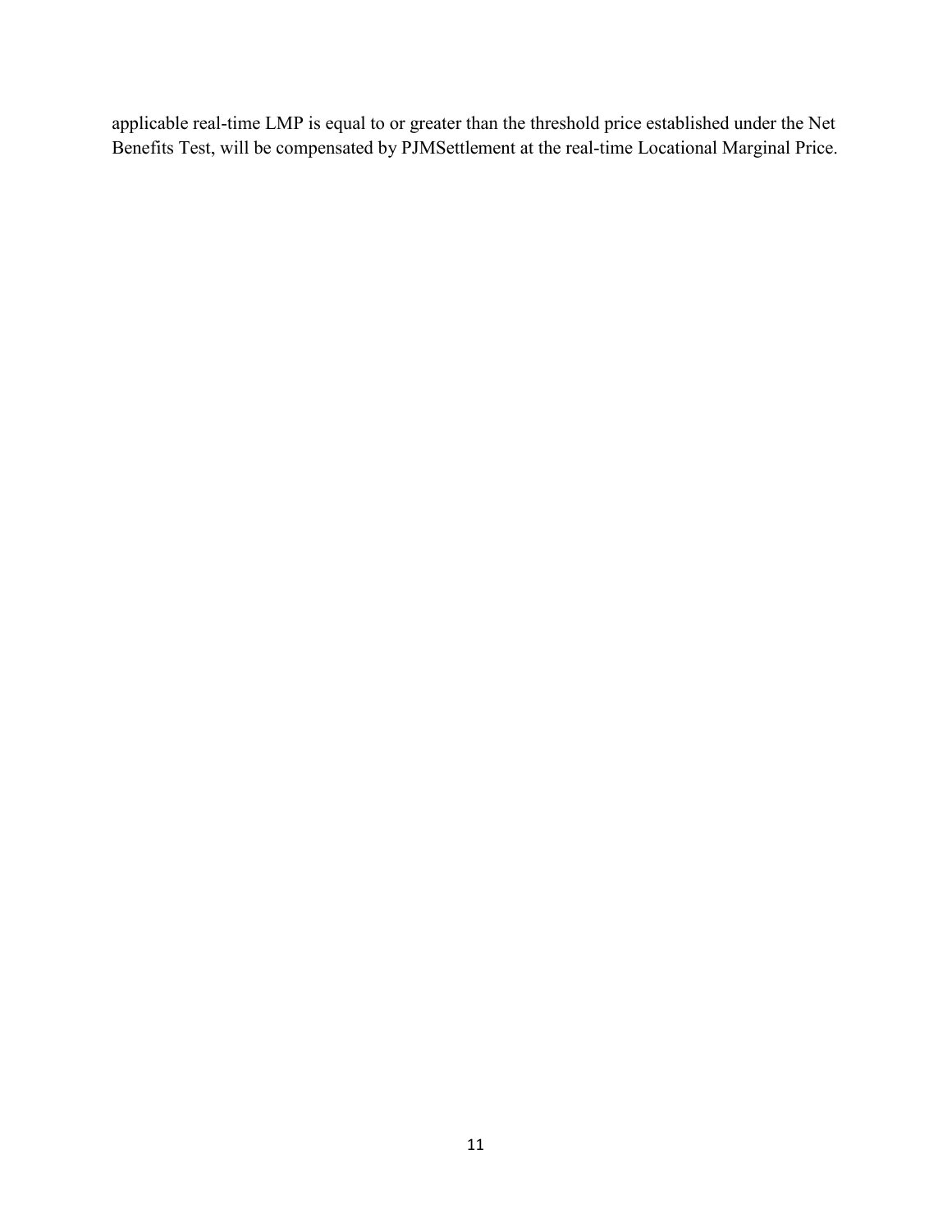applicable real-time LMP is equal to or greater than the threshold price established under the Net Benefits Test, will be compensated by PJMSettlement at the real-time Locational Marginal Price.